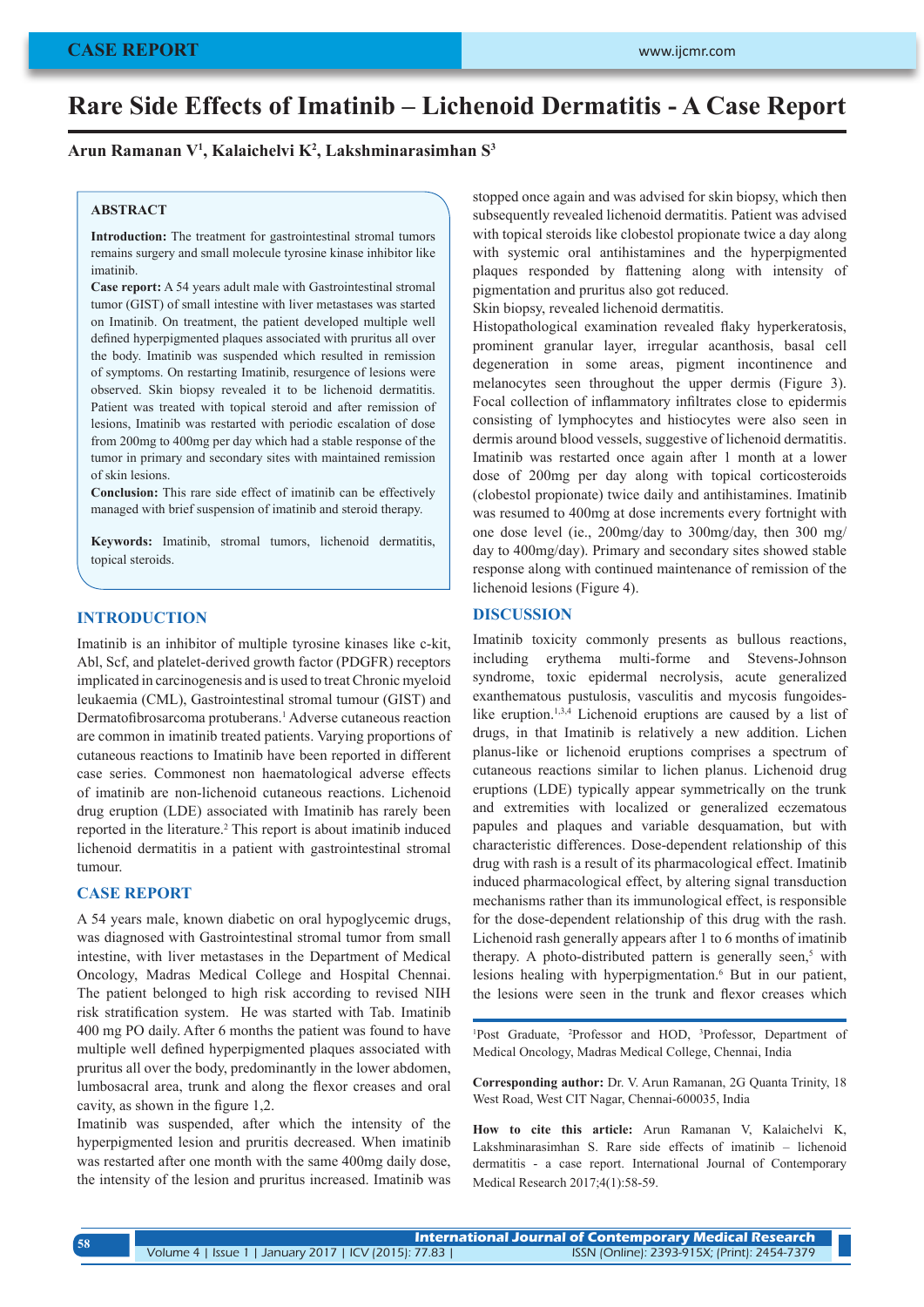CASE REPORT

# Rare Side Effects of Imatinib – Lichenoid Dermatitis - A Case Report

**Arun Ramanan V[1], Kalaichelvi K[2], Lakshminarasimhan S[3]**

## ABSTRACT

**Introduction:** The treatment for gastrointestinal stromal tumors remains surgery and small molecule tyrosine kinase inhibitor like imatinib.

**Case report:** A 54 years adult male with Gastrointestinal stromal tumor (GIST) of small intestine with liver metastases was started on Imatinib. On treatment, the patient developed multiple well defined hyperpigmented plaques associated with pruritus all over the body. Imatinib was suspended which resulted in remission of symptoms. On restarting Imatinib, resurgence of lesions were observed. Skin biopsy revealed it to be lichenoid dermatitis. Patient was treated with topical steroid and after remission of lesions, Imatinib was restarted with periodic escalation of dose from 200mg to 400mg per day which had a stable response of the tumor in primary and secondary sites with maintained remission of skin lesions.

**Conclusion:** This rare side effect of imatinib can be effectively managed with brief suspension of imatinib and steroid therapy.

**Keywords:** Imatinib, stromal tumors, lichenoid dermatitis, topical steroids.

## INTRODUCTION

Imatinib is an inhibitor of multiple tyrosine kinases like c-kit, Abl, Scf, and platelet-derived growth factor (PDGFR) receptors implicated in carcinogenesis and is used to treat Chronic myeloid leukaemia (CML), Gastrointestinal stromal tumour (GIST) and Dermatofibrosarcoma protuberans.[1] Adverse cutaneous reaction are common in imatinib treated patients. Varying proportions of cutaneous reactions to Imatinib have been reported in different case series. Commonest non haematological adverse effects of imatinib are non-lichenoid cutaneous reactions. Lichenoid drug eruption (LDE) associated with Imatinib has rarely been reported in the literature.[2] This report is about imatinib induced lichenoid dermatitis in a patient with gastrointestinal stromal tumour.

## CASE REPORT

A 54 years male, known diabetic on oral hypoglycemic drugs, was diagnosed with Gastrointestinal stromal tumor from small intestine, with liver metastases in the Department of Medical Oncology, Madras Medical College and Hospital Chennai. The patient belonged to high risk according to revised NIH risk stratification system. He was started with Tab. Imatinib 400 mg PO daily. After 6 months the patient was found to have multiple well defined hyperpigmented plaques associated with pruritus all over the body, predominantly in the lower abdomen, lumbosacral area, trunk and along the flexor creases and oral cavity, as shown in the figure 1,2.

Imatinib was suspended, after which the intensity of the hyperpigmented lesion and pruritis decreased. When imatinib was restarted after one month with the same 400mg daily dose, the intensity of the lesion and pruritus increased. Imatinib was stopped once again and was advised for skin biopsy, which then subsequently revealed lichenoid dermatitis. Patient was advised with topical steroids like clobestol propionate twice a day along with systemic oral antihistamines and the hyperpigmented plaques responded by flattening along with intensity of pigmentation and pruritus also got reduced.

Skin biopsy, revealed lichenoid dermatitis.

Histopathological examination revealed flaky hyperkeratosis, prominent granular layer, irregular acanthosis, basal cell degeneration in some areas, pigment incontinence and melanocytes seen throughout the upper dermis (Figure 3). Focal collection of inflammatory infiltrates close to epidermis consisting of lymphocytes and histiocytes were also seen in dermis around blood vessels, suggestive of lichenoid dermatitis.

Imatinib was restarted once again after 1 month at a lower dose of 200mg per day along with topical corticosteroids (clobestol propionate) twice daily and antihistamines. Imatinib was resumed to 400mg at dose increments every fortnight with one dose level (ie., 200mg/day to 300mg/day, then 300 mg/day to 400mg/day). Primary and secondary sites showed stable response along with continued maintenance of remission of the lichenoid lesions (Figure 4).

## DISCUSSION

Imatinib toxicity commonly presents as bullous reactions, including erythema multi-forme and Stevens-Johnson syndrome, toxic epidermal necrolysis, acute generalized exanthematous pustulosis, vasculitis and mycosis fungoides-like eruption.[1,3,4] Lichenoid eruptions are caused by a list of drugs, in that Imatinib is relatively a new addition. Lichen planus-like or lichenoid eruptions comprises a spectrum of cutaneous reactions similar to lichen planus. Lichenoid drug eruptions (LDE) typically appear symmetrically on the trunk and extremities with localized or generalized eczematous papules and plaques and variable desquamation, but with characteristic differences. Dose-dependent relationship of this drug with rash is a result of its pharmacological effect. Imatinib induced pharmacological effect, by altering signal transduction mechanisms rather than its immunological effect, is responsible for the dose-dependent relationship of this drug with the rash. Lichenoid rash generally appears after 1 to 6 months of imatinib therapy. A photo-distributed pattern is generally seen,[5] with lesions healing with hyperpigmentation.[6] But in our patient, the lesions were seen in the trunk and flexor creases which

---

[1]Post Graduate, [2]Professor and HOD, [3]Professor, Department of Medical Oncology, Madras Medical College, Chennai, India

**Corresponding author:** Dr. V. Arun Ramanan, 2G Quanta Trinity, 18 West Road, West CIT Nagar, Chennai-600035, India

**How to cite this article:** Arun Ramanan V, Kalaichelvi K, Lakshminarasimhan S. Rare side effects of imatinib – lichenoid dermatitis - a case report. International Journal of Contemporary Medical Research 2017;4(1):58-59.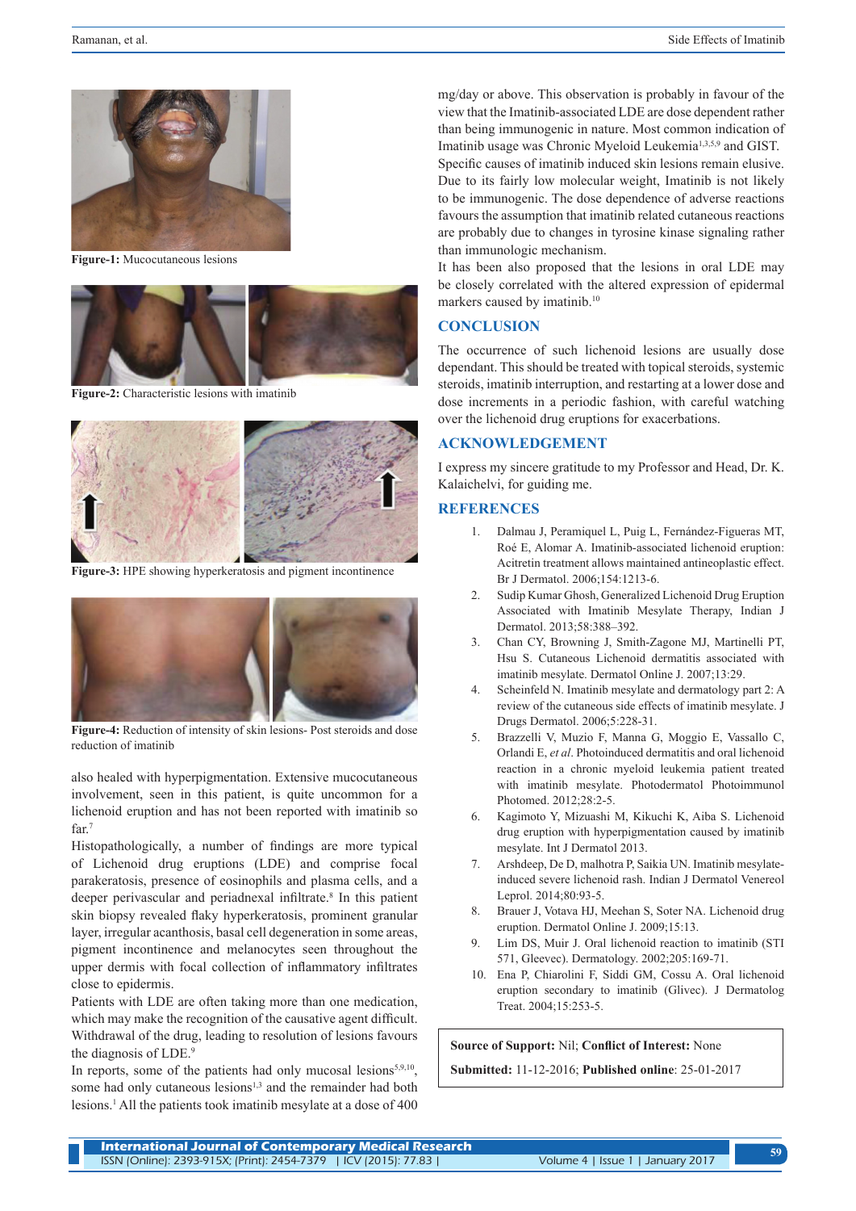Figure-1: Mucocutaneous lesions

Figure-2: Characteristic lesions with imatinib

Figure-3: HPE showing hyperkeratosis and pigment incontinence

Figure-4: Reduction of intensity of skin lesions- Post steroids and dose reduction of imatinib

also healed with hyperpigmentation. Extensive mucocutaneous involvement, seen in this patient, is quite uncommon for a lichenoid eruption and has not been reported with imatinib so far.[7]

Histopathologically, a number of findings are more typical of Lichenoid drug eruptions (LDE) and comprise focal parakeratosis, presence of eosinophils and plasma cells, and a deeper perivascular and periadnexal infiltrate.[8] In this patient skin biopsy revealed flaky hyperkeratosis, prominent granular layer, irregular acanthosis, basal cell degeneration in some areas, pigment incontinence and melanocytes seen throughout the upper dermis with focal collection of inflammatory infiltrates close to epidermis.

Patients with LDE are often taking more than one medication, which may make the recognition of the causative agent difficult. Withdrawal of the drug, leading to resolution of lesions favours the diagnosis of LDE.[9]

In reports, some of the patients had only mucosal lesions[5,9,10], some had only cutaneous lesions[1,3] and the remainder had both lesions.[1] All the patients took imatinib mesylate at a dose of 400 mg/day or above. This observation is probably in favour of the view that the Imatinib-associated LDE are dose dependent rather than being immunogenic in nature. Most common indication of Imatinib usage was Chronic Myeloid Leukemia[1,3,5,9] and GIST.

Specific causes of imatinib induced skin lesions remain elusive. Due to its fairly low molecular weight, Imatinib is not likely to be immunogenic. The dose dependence of adverse reactions favours the assumption that imatinib related cutaneous reactions are probably due to changes in tyrosine kinase signaling rather than immunologic mechanism.

It has been also proposed that the lesions in oral LDE may be closely correlated with the altered expression of epidermal markers caused by imatinib.[10]

## CONCLUSION

The occurrence of such lichenoid lesions are usually dose dependant. This should be treated with topical steroids, systemic steroids, imatinib interruption, and restarting at a lower dose and dose increments in a periodic fashion, with careful watching over the lichenoid drug eruptions for exacerbations.

## ACKNOWLEDGEMENT

I express my sincere gratitude to my Professor and Head, Dr. K. Kalaichelvi, for guiding me.

## REFERENCES

1. Dalmau J, Peramiquel L, Puig L, Fernández-Figueras MT, Roé E, Alomar A. Imatinib-associated lichenoid eruption: Acitretin treatment allows maintained antineoplastic effect. Br J Dermatol. 2006;154:1213-6.
2. Sudip Kumar Ghosh, Generalized Lichenoid Drug Eruption Associated with Imatinib Mesylate Therapy, Indian J Dermatol. 2013;58:388–392.
3. Chan CY, Browning J, Smith-Zagone MJ, Martinelli PT, Hsu S. Cutaneous Lichenoid dermatitis associated with imatinib mesylate. Dermatol Online J. 2007;13:29.
4. Scheinfeld N. Imatinib mesylate and dermatology part 2: A review of the cutaneous side effects of imatinib mesylate. J Drugs Dermatol. 2006;5:228-31.
5. Brazzelli V, Muzio F, Manna G, Moggio E, Vassallo C, Orlandi E, *et al*. Photoinduced dermatitis and oral lichenoid reaction in a chronic myeloid leukemia patient treated with imatinib mesylate. Photodermatol Photoimmunol Photomed. 2012;28:2-5.
6. Kagimoto Y, Mizuashi M, Kikuchi K, Aiba S. Lichenoid drug eruption with hyperpigmentation caused by imatinib mesylate. Int J Dermatol 2013.
7. Arshdeep, De D, malhotra P, Saikia UN. Imatinib mesylate-induced severe lichenoid rash. Indian J Dermatol Venereol Leprol. 2014;80:93-5.
8. Brauer J, Votava HJ, Meehan S, Soter NA. Lichenoid drug eruption. Dermatol Online J. 2009;15:13.
9. Lim DS, Muir J. Oral lichenoid reaction to imatinib (STI 571, Gleevec). Dermatology. 2002;205:169-71.
10. Ena P, Chiarolini F, Siddi GM, Cossu A. Oral lichenoid eruption secondary to imatinib (Glivec). J Dermatolog Treat. 2004;15:253-5.

**Source of Support:** Nil; **Conflict of Interest:** None

**Submitted:** 11-12-2016; **Published online**: 25-01-2017